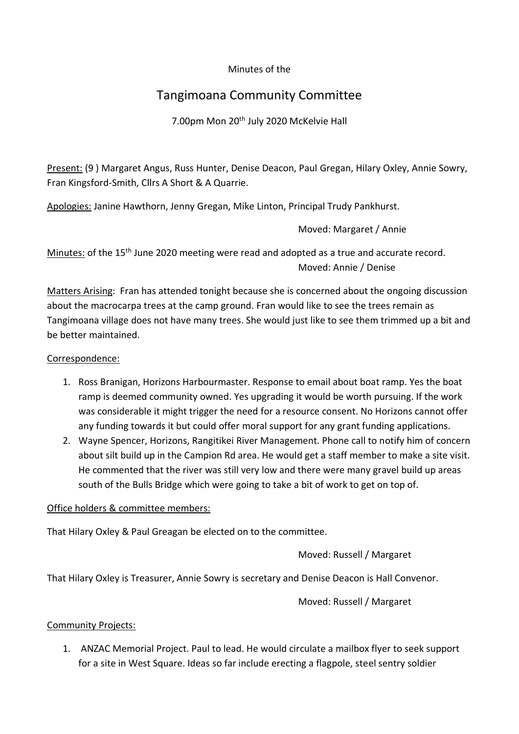Minutes of the

# Tangimoana Community Committee

7.00pm Mon 20th July 2020 McKelvie Hall

Present: (9 ) Margaret Angus, Russ Hunter, Denise Deacon, Paul Gregan, Hilary Oxley, Annie Sowry, Fran Kingsford-Smith, Cllrs A Short & A Quarrie.

Apologies: Janine Hawthorn, Jenny Gregan, Mike Linton, Principal Trudy Pankhurst.

Moved: Margaret / Annie

Minutes: of the 15th June 2020 meeting were read and adopted as a true and accurate record.

Moved: Annie / Denise

Matters Arising: Fran has attended tonight because she is concerned about the ongoing discussion about the macrocarpa trees at the camp ground. Fran would like to see the trees remain as Tangimoana village does not have many trees. She would just like to see them trimmed up a bit and be better maintained.

Correspondence:

1. Ross Branigan, Horizons Harbourmaster. Response to email about boat ramp. Yes the boat ramp is deemed community owned. Yes upgrading it would be worth pursuing. If the work was considerable it might trigger the need for a resource consent. No Horizons cannot offer any funding towards it but could offer moral support for any grant funding applications.
2. Wayne Spencer, Horizons, Rangitikei River Management. Phone call to notify him of concern about silt build up in the Campion Rd area. He would get a staff member to make a site visit. He commented that the river was still very low and there were many gravel build up areas south of the Bulls Bridge which were going to take a bit of work to get on top of.

Office holders & committee members:

That Hilary Oxley & Paul Greagan be elected on to the committee.

Moved: Russell / Margaret

That Hilary Oxley is Treasurer, Annie Sowry is secretary and Denise Deacon is Hall Convenor.

Moved: Russell / Margaret

Community Projects:

1. ANZAC Memorial Project. Paul to lead. He would circulate a mailbox flyer to seek support for a site in West Square. Ideas so far include erecting a flagpole, steel sentry soldier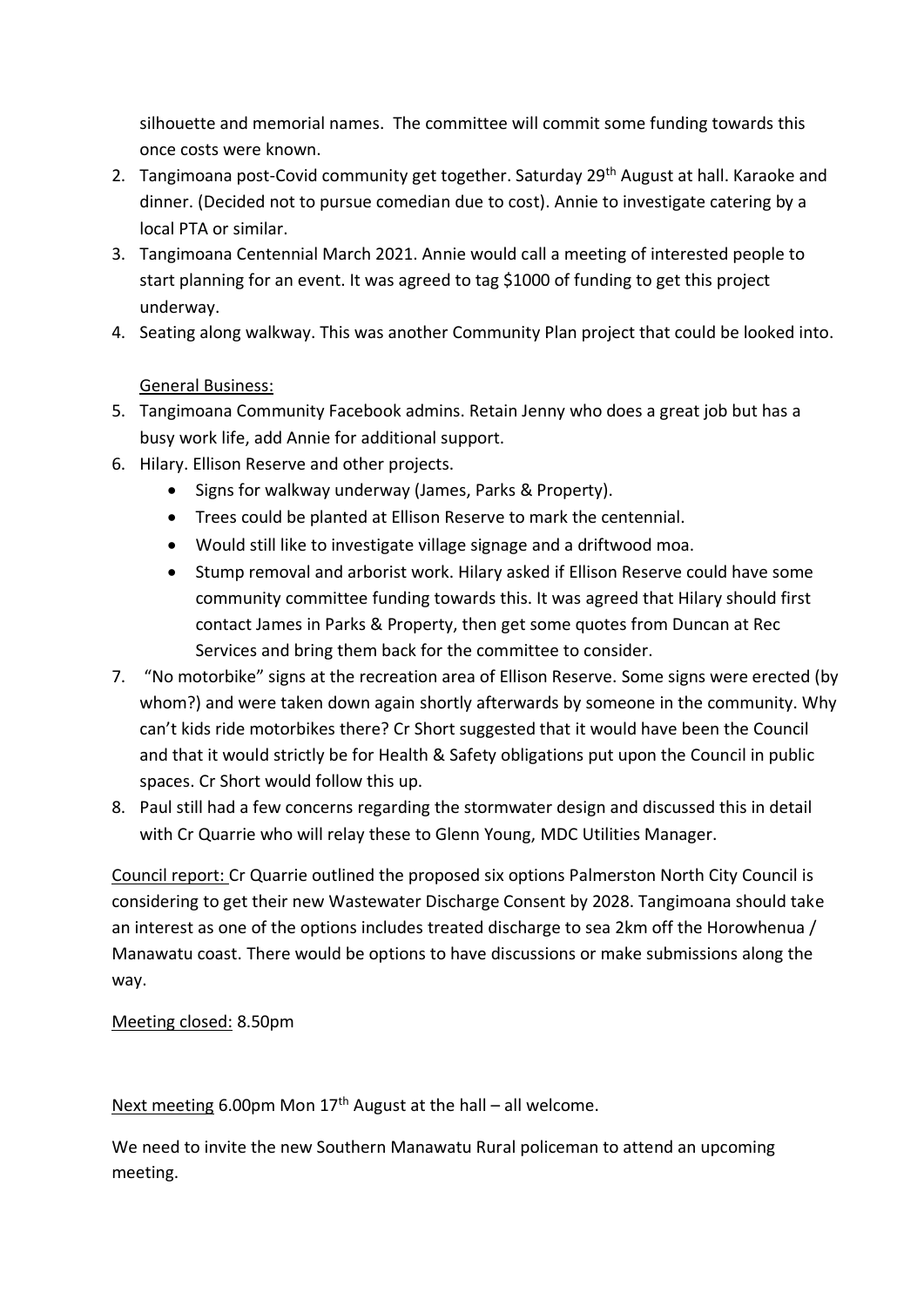silhouette and memorial names. The committee will commit some funding towards this once costs were known.

2. Tangimoana post-Covid community get together. Saturday 29th August at hall. Karaoke and dinner. (Decided not to pursue comedian due to cost). Annie to investigate catering by a local PTA or similar.
3. Tangimoana Centennial March 2021. Annie would call a meeting of interested people to start planning for an event. It was agreed to tag $1000 of funding to get this project underway.
4. Seating along walkway. This was another Community Plan project that could be looked into.

<u>General Business:</u>

5. Tangimoana Community Facebook admins. Retain Jenny who does a great job but has a busy work life, add Annie for additional support.
6. Hilary. Ellison Reserve and other projects.
   - Signs for walkway underway (James, Parks & Property).
   - Trees could be planted at Ellison Reserve to mark the centennial.
   - Would still like to investigate village signage and a driftwood moa.
   - Stump removal and arborist work. Hilary asked if Ellison Reserve could have some community committee funding towards this. It was agreed that Hilary should first contact James in Parks & Property, then get some quotes from Duncan at Rec Services and bring them back for the committee to consider.
7. "No motorbike" signs at the recreation area of Ellison Reserve. Some signs were erected (by whom?) and were taken down again shortly afterwards by someone in the community. Why can't kids ride motorbikes there? Cr Short suggested that it would have been the Council and that it would strictly be for Health & Safety obligations put upon the Council in public spaces. Cr Short would follow this up.
8. Paul still had a few concerns regarding the stormwater design and discussed this in detail with Cr Quarrie who will relay these to Glenn Young, MDC Utilities Manager.

<u>Council report:</u> Cr Quarrie outlined the proposed six options Palmerston North City Council is considering to get their new Wastewater Discharge Consent by 2028. Tangimoana should take an interest as one of the options includes treated discharge to sea 2km off the Horowhenua / Manawatu coast. There would be options to have discussions or make submissions along the way.

<u>Meeting closed:</u> 8.50pm

<u>Next meeting</u> 6.00pm Mon 17th August at the hall – all welcome.

We need to invite the new Southern Manawatu Rural policeman to attend an upcoming meeting.